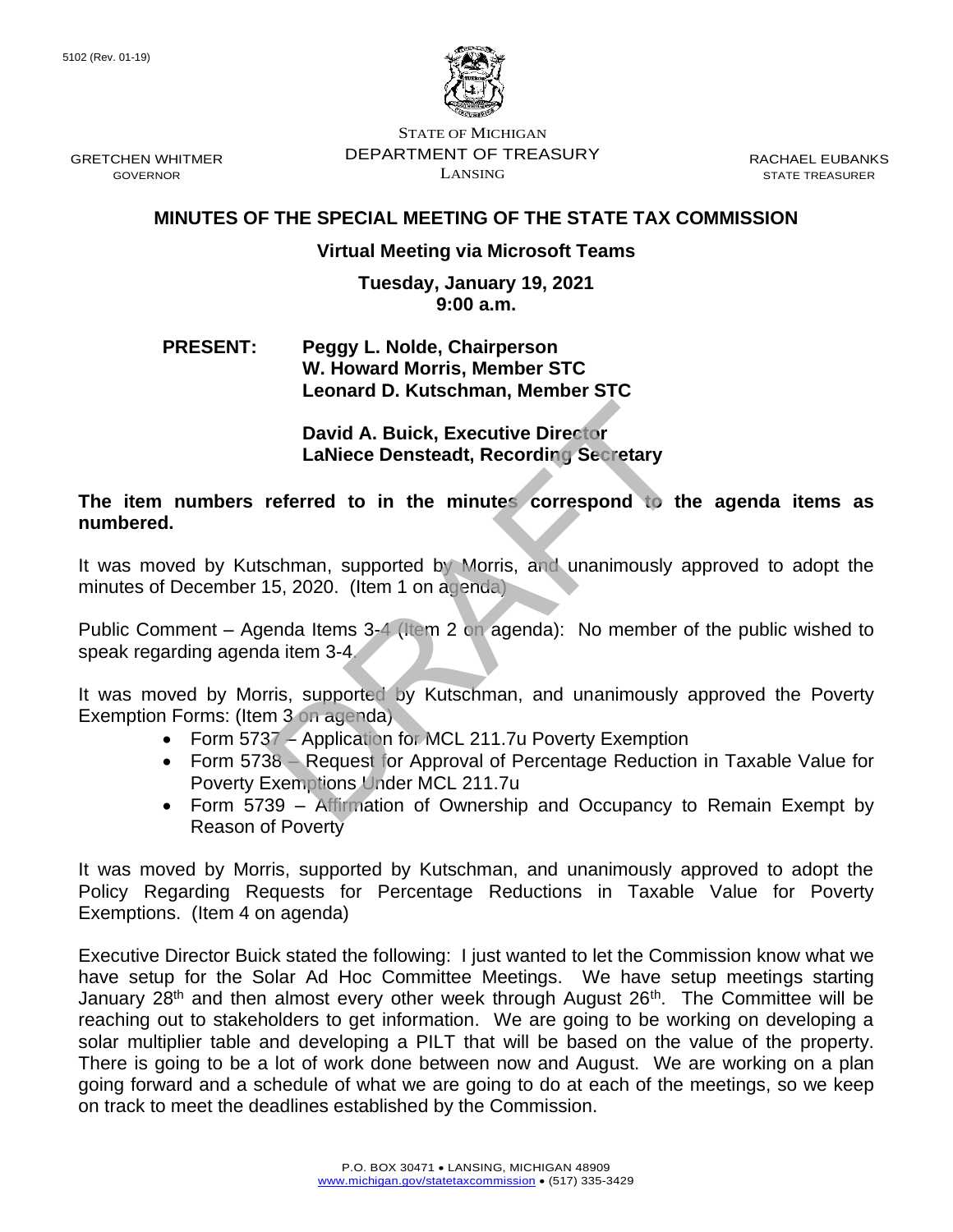5102 (Rev. 01-19)

STATE OF MICHIGAN
DEPARTMENT OF TREASURY
LANSING

GRETCHEN WHITMER
GOVERNOR

RACHAEL EUBANKS
STATE TREASURER

## MINUTES OF THE SPECIAL MEETING OF THE STATE TAX COMMISSION

**Virtual Meeting via Microsoft Teams**

**Tuesday, January 19, 2021**
**9:00 a.m.**

**PRESENT:** **Peggy L. Nolde, Chairperson**
**W. Howard Morris, Member STC**
**Leonard D. Kutschman, Member STC**

**David A. Buick, Executive Director**
**LaNiece Densteadt, Recording Secretary**

**The item numbers referred to in the minutes correspond to the agenda items as numbered.**

It was moved by Kutschman, supported by Morris, and unanimously approved to adopt the minutes of December 15, 2020. (Item 1 on agenda)

Public Comment – Agenda Items 3-4 (Item 2 on agenda): No member of the public wished to speak regarding agenda item 3-4.

It was moved by Morris, supported by Kutschman, and unanimously approved the Poverty Exemption Forms: (Item 3 on agenda)

- Form 5737 – Application for MCL 211.7u Poverty Exemption
- Form 5738 – Request for Approval of Percentage Reduction in Taxable Value for Poverty Exemptions Under MCL 211.7u
- Form 5739 – Affirmation of Ownership and Occupancy to Remain Exempt by Reason of Poverty

It was moved by Morris, supported by Kutschman, and unanimously approved to adopt the Policy Regarding Requests for Percentage Reductions in Taxable Value for Poverty Exemptions. (Item 4 on agenda)

Executive Director Buick stated the following: I just wanted to let the Commission know what we have setup for the Solar Ad Hoc Committee Meetings. We have setup meetings starting January 28th and then almost every other week through August 26th. The Committee will be reaching out to stakeholders to get information. We are going to be working on developing a solar multiplier table and developing a PILT that will be based on the value of the property. There is going to be a lot of work done between now and August. We are working on a plan going forward and a schedule of what we are going to do at each of the meetings, so we keep on track to meet the deadlines established by the Commission.

P.O. BOX 30471 • LANSING, MICHIGAN 48909
www.michigan.gov/statetaxcommission • (517) 335-3429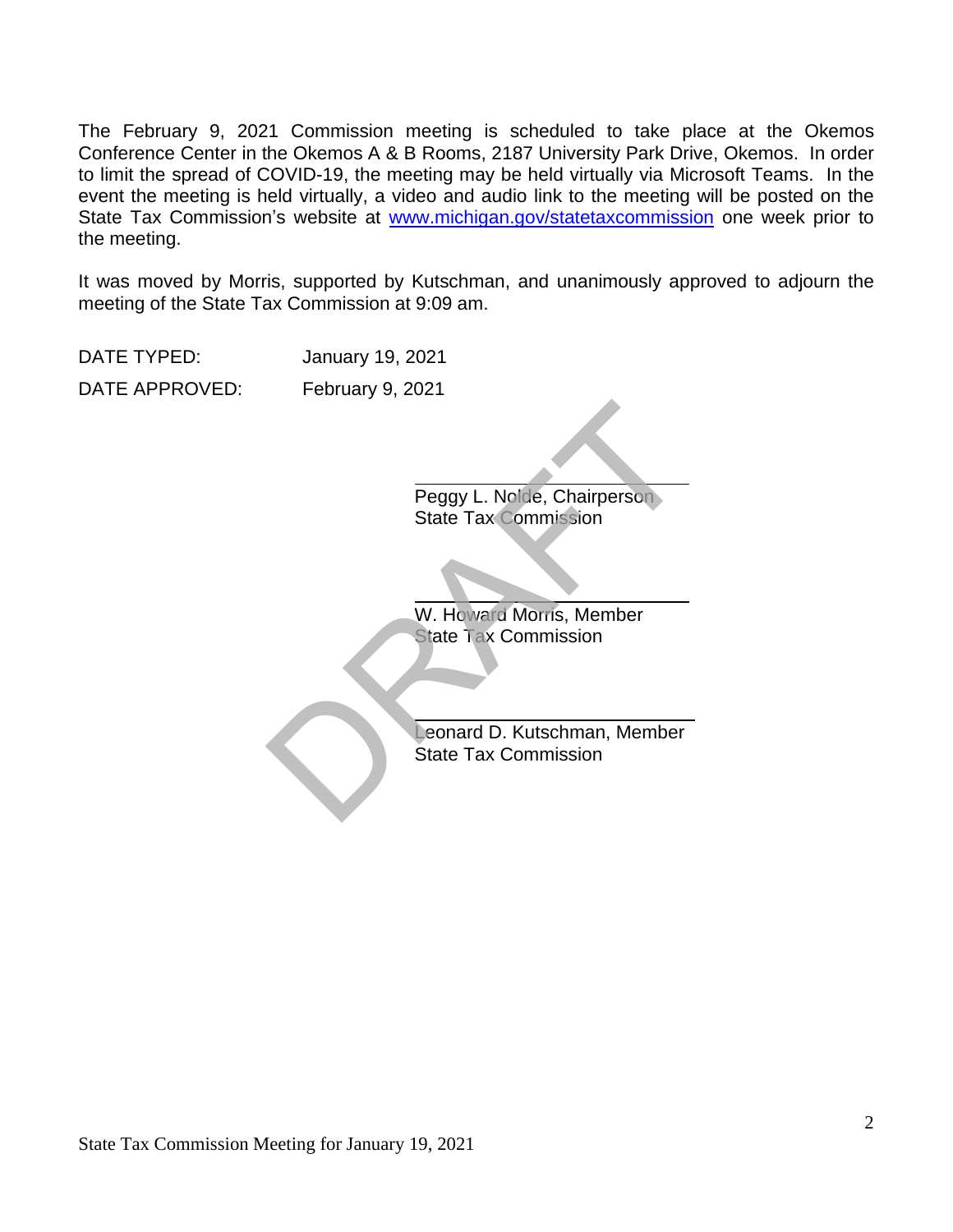The February 9, 2021 Commission meeting is scheduled to take place at the Okemos Conference Center in the Okemos A & B Rooms, 2187 University Park Drive, Okemos. In order to limit the spread of COVID-19, the meeting may be held virtually via Microsoft Teams. In the event the meeting is held virtually, a video and audio link to the meeting will be posted on the State Tax Commission's website at www.michigan.gov/statetaxcommission one week prior to the meeting.

It was moved by Morris, supported by Kutschman, and unanimously approved to adjourn the meeting of the State Tax Commission at 9:09 am.

DATE TYPED: January 19, 2021

DATE APPROVED: February 9, 2021

DRAFT

Peggy L. Nolde, Chairperson
State Tax Commission

W. Howard Morris, Member
State Tax Commission

Leonard D. Kutschman, Member
State Tax Commission